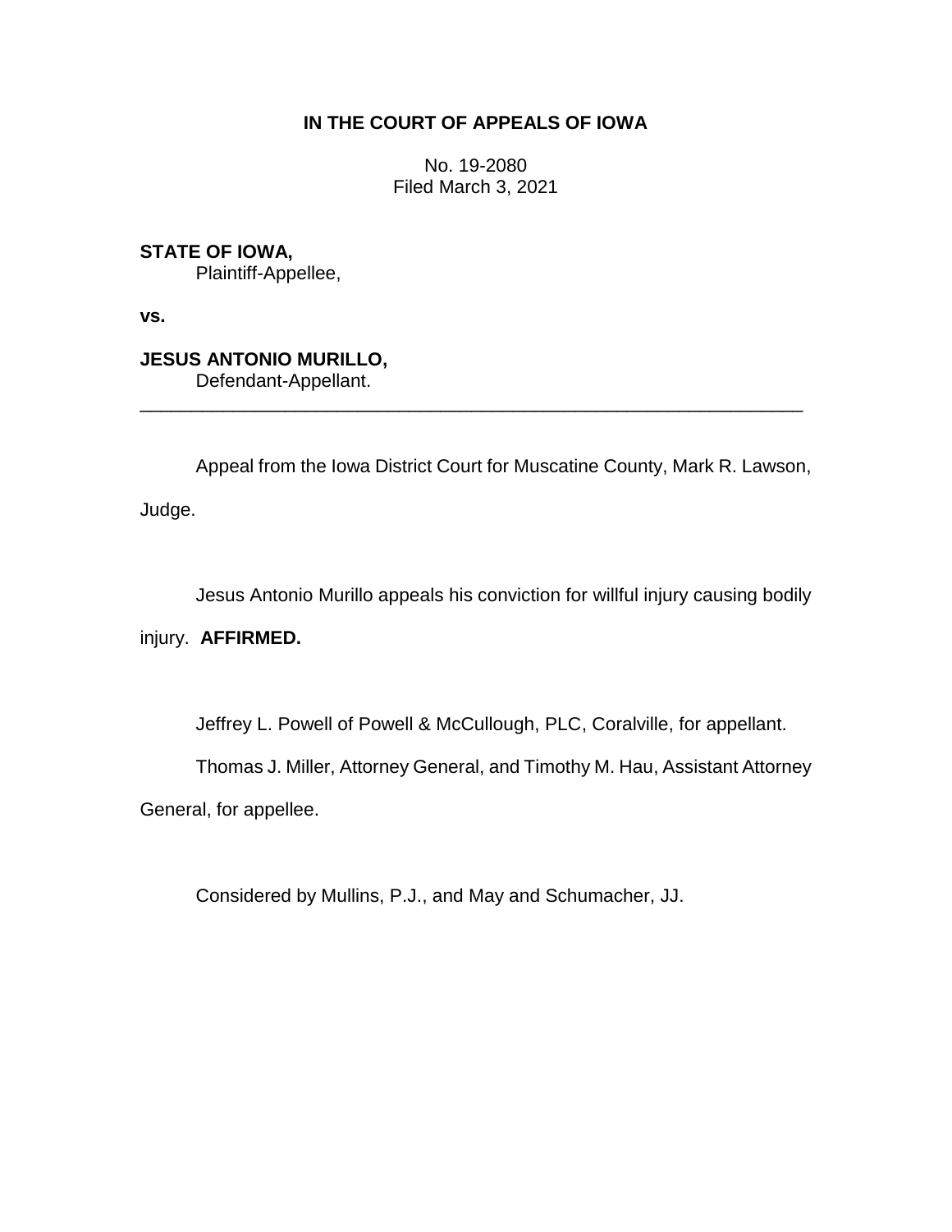**IN THE COURT OF APPEALS OF IOWA**

No. 19-2080
Filed March 3, 2021

**STATE OF IOWA,**
Plaintiff-Appellee,

**vs.**

**JESUS ANTONIO MURILLO,**
Defendant-Appellant.

---

Appeal from the Iowa District Court for Muscatine County, Mark R. Lawson, Judge.

Jesus Antonio Murillo appeals his conviction for willful injury causing bodily injury. **AFFIRMED.**

Jeffrey L. Powell of Powell & McCullough, PLC, Coralville, for appellant.

Thomas J. Miller, Attorney General, and Timothy M. Hau, Assistant Attorney General, for appellee.

Considered by Mullins, P.J., and May and Schumacher, JJ.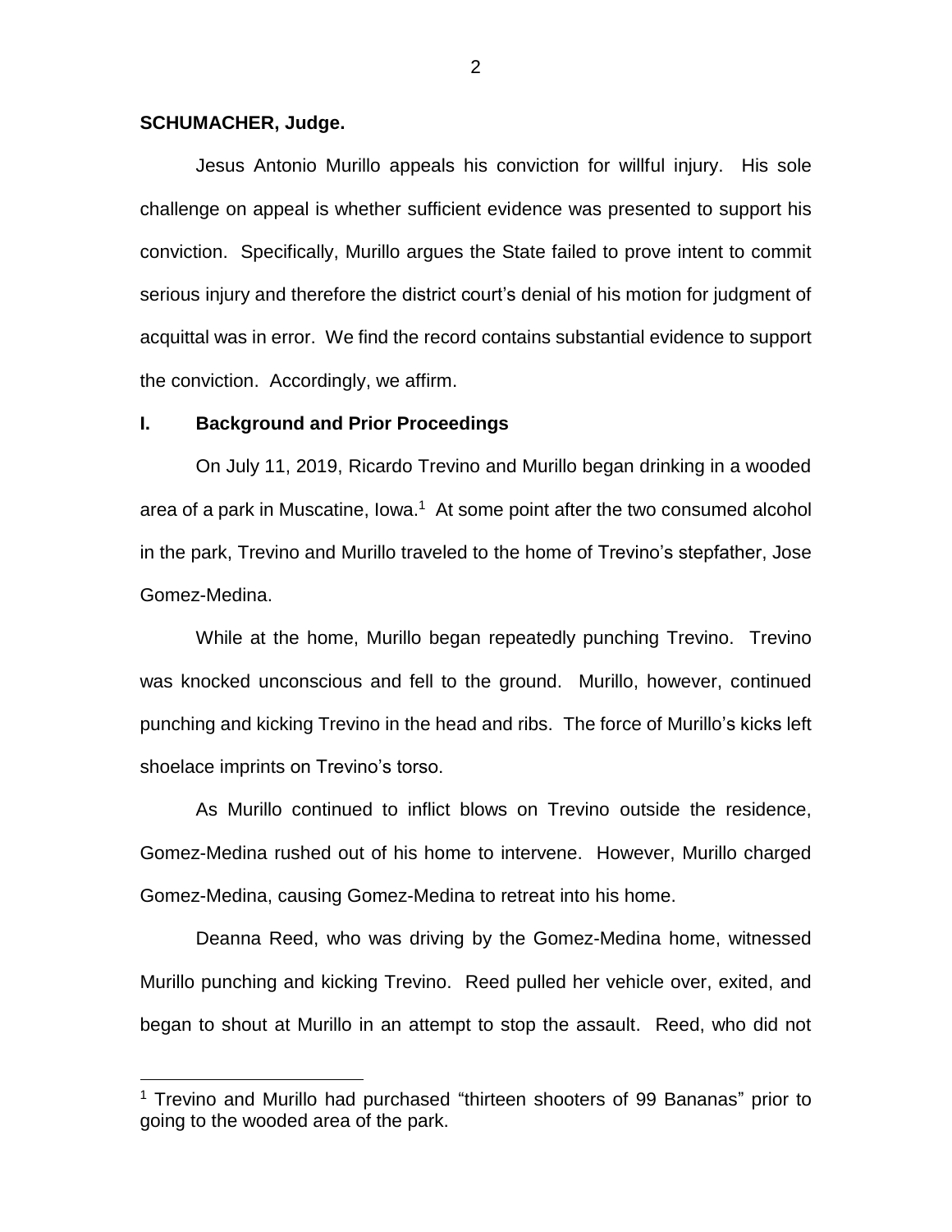**SCHUMACHER, Judge.**

Jesus Antonio Murillo appeals his conviction for willful injury. His sole challenge on appeal is whether sufficient evidence was presented to support his conviction. Specifically, Murillo argues the State failed to prove intent to commit serious injury and therefore the district court's denial of his motion for judgment of acquittal was in error. We find the record contains substantial evidence to support the conviction. Accordingly, we affirm.

## I. Background and Prior Proceedings

On July 11, 2019, Ricardo Trevino and Murillo began drinking in a wooded area of a park in Muscatine, Iowa.[1] At some point after the two consumed alcohol in the park, Trevino and Murillo traveled to the home of Trevino's stepfather, Jose Gomez-Medina.

While at the home, Murillo began repeatedly punching Trevino. Trevino was knocked unconscious and fell to the ground. Murillo, however, continued punching and kicking Trevino in the head and ribs. The force of Murillo's kicks left shoelace imprints on Trevino's torso.

As Murillo continued to inflict blows on Trevino outside the residence, Gomez-Medina rushed out of his home to intervene. However, Murillo charged Gomez-Medina, causing Gomez-Medina to retreat into his home.

Deanna Reed, who was driving by the Gomez-Medina home, witnessed Murillo punching and kicking Trevino. Reed pulled her vehicle over, exited, and began to shout at Murillo in an attempt to stop the assault. Reed, who did not

[1] Trevino and Murillo had purchased "thirteen shooters of 99 Bananas" prior to going to the wooded area of the park.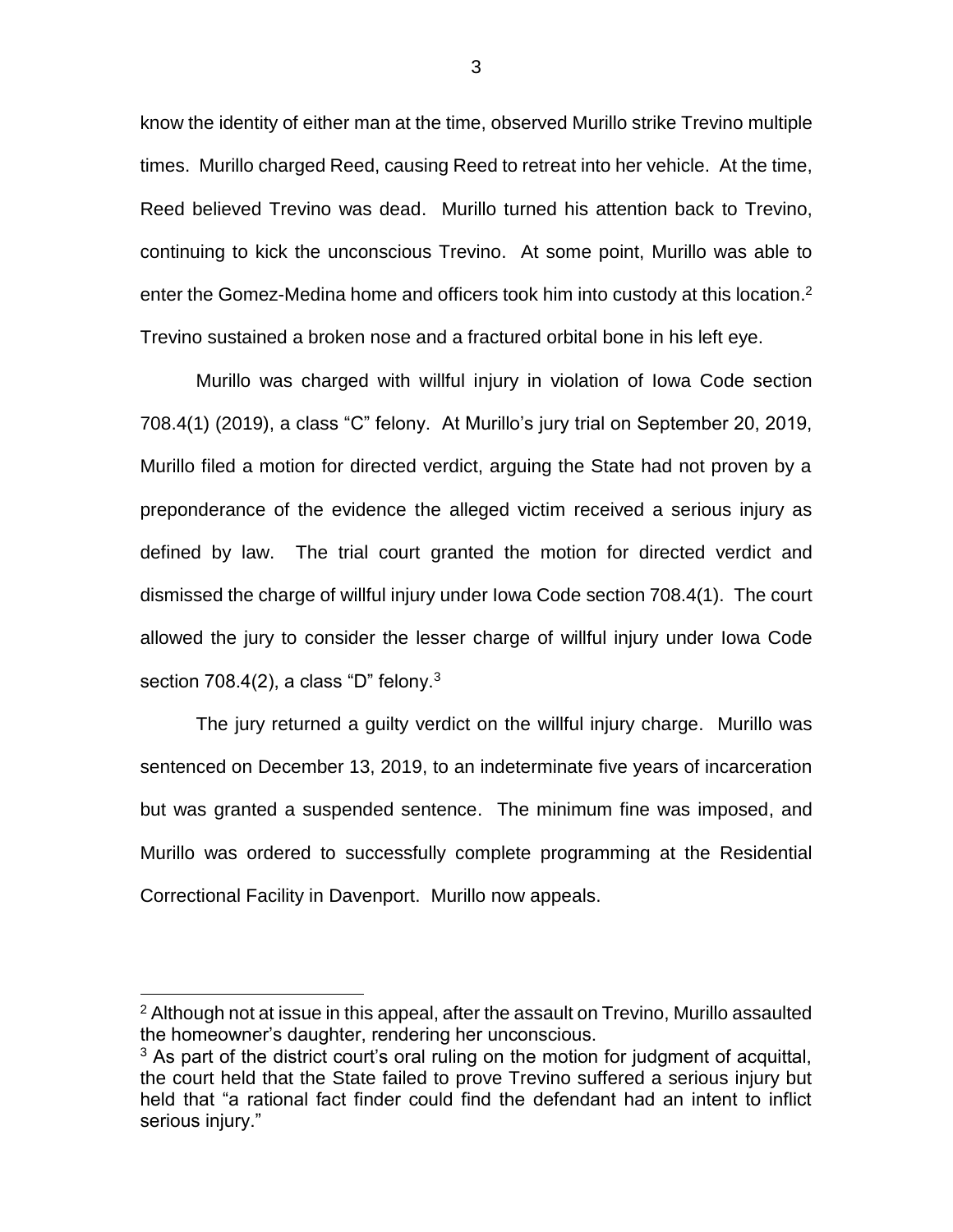know the identity of either man at the time, observed Murillo strike Trevino multiple times. Murillo charged Reed, causing Reed to retreat into her vehicle. At the time, Reed believed Trevino was dead. Murillo turned his attention back to Trevino, continuing to kick the unconscious Trevino. At some point, Murillo was able to enter the Gomez-Medina home and officers took him into custody at this location.[2] Trevino sustained a broken nose and a fractured orbital bone in his left eye.

Murillo was charged with willful injury in violation of Iowa Code section 708.4(1) (2019), a class "C" felony. At Murillo's jury trial on September 20, 2019, Murillo filed a motion for directed verdict, arguing the State had not proven by a preponderance of the evidence the alleged victim received a serious injury as defined by law. The trial court granted the motion for directed verdict and dismissed the charge of willful injury under Iowa Code section 708.4(1). The court allowed the jury to consider the lesser charge of willful injury under Iowa Code section 708.4(2), a class "D" felony.[3]

The jury returned a guilty verdict on the willful injury charge. Murillo was sentenced on December 13, 2019, to an indeterminate five years of incarceration but was granted a suspended sentence. The minimum fine was imposed, and Murillo was ordered to successfully complete programming at the Residential Correctional Facility in Davenport. Murillo now appeals.

---

[2] Although not at issue in this appeal, after the assault on Trevino, Murillo assaulted the homeowner's daughter, rendering her unconscious.

[3] As part of the district court's oral ruling on the motion for judgment of acquittal, the court held that the State failed to prove Trevino suffered a serious injury but held that "a rational fact finder could find the defendant had an intent to inflict serious injury."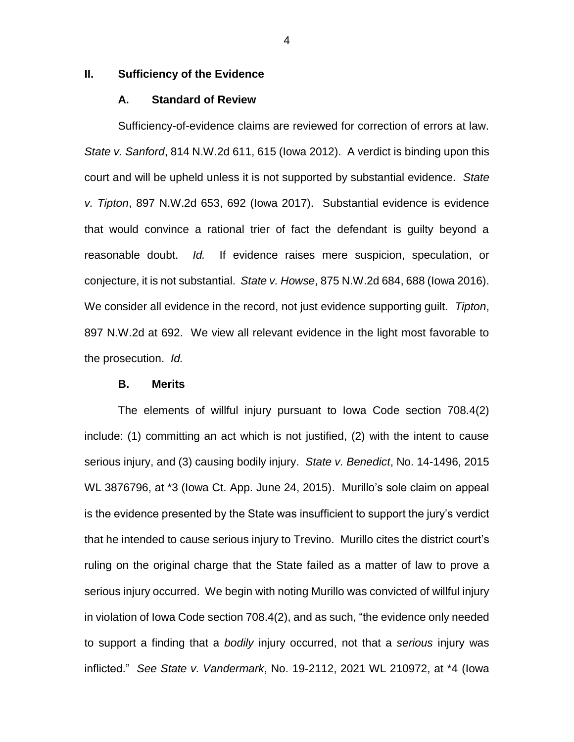## II. Sufficiency of the Evidence

### A. Standard of Review

Sufficiency-of-evidence claims are reviewed for correction of errors at law. *State v. Sanford*, 814 N.W.2d 611, 615 (Iowa 2012). A verdict is binding upon this court and will be upheld unless it is not supported by substantial evidence. *State v. Tipton*, 897 N.W.2d 653, 692 (Iowa 2017). Substantial evidence is evidence that would convince a rational trier of fact the defendant is guilty beyond a reasonable doubt. *Id.* If evidence raises mere suspicion, speculation, or conjecture, it is not substantial. *State v. Howse*, 875 N.W.2d 684, 688 (Iowa 2016). We consider all evidence in the record, not just evidence supporting guilt. *Tipton*, 897 N.W.2d at 692. We view all relevant evidence in the light most favorable to the prosecution. *Id.*

### B. Merits

The elements of willful injury pursuant to Iowa Code section 708.4(2) include: (1) committing an act which is not justified, (2) with the intent to cause serious injury, and (3) causing bodily injury. *State v. Benedict*, No. 14-1496, 2015 WL 3876796, at *3 (Iowa Ct. App. June 24, 2015). Murillo's sole claim on appeal is the evidence presented by the State was insufficient to support the jury's verdict that he intended to cause serious injury to Trevino. Murillo cites the district court's ruling on the original charge that the State failed as a matter of law to prove a serious injury occurred. We begin with noting Murillo was convicted of willful injury in violation of Iowa Code section 708.4(2), and as such, "the evidence only needed to support a finding that a *bodily* injury occurred, not that a *serious* injury was inflicted." *See State v. Vandermark*, No. 19-2112, 2021 WL 210972, at *4 (Iowa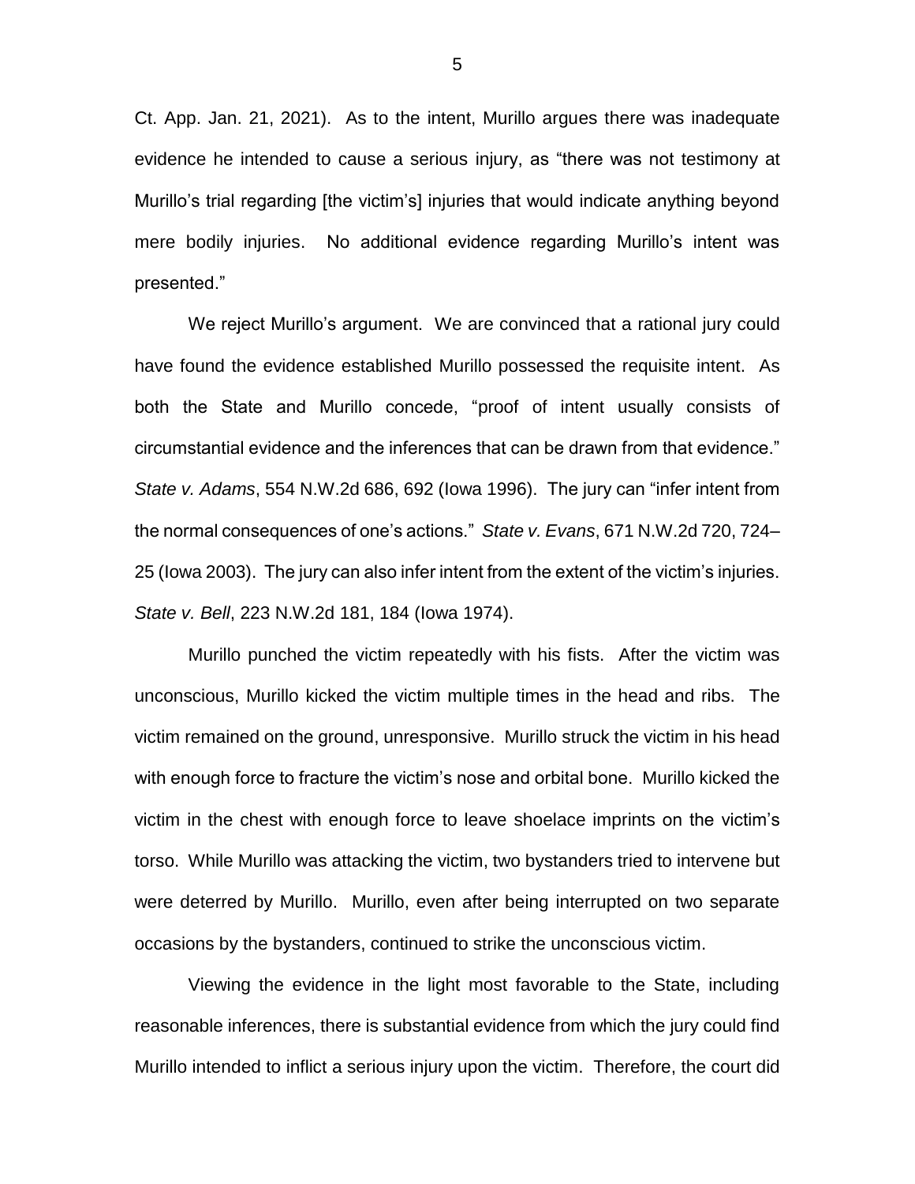Ct. App. Jan. 21, 2021). As to the intent, Murillo argues there was inadequate evidence he intended to cause a serious injury, as "there was not testimony at Murillo's trial regarding [the victim's] injuries that would indicate anything beyond mere bodily injuries. No additional evidence regarding Murillo's intent was presented."

We reject Murillo's argument. We are convinced that a rational jury could have found the evidence established Murillo possessed the requisite intent. As both the State and Murillo concede, "proof of intent usually consists of circumstantial evidence and the inferences that can be drawn from that evidence." *State v. Adams*, 554 N.W.2d 686, 692 (Iowa 1996). The jury can "infer intent from the normal consequences of one's actions." *State v. Evans*, 671 N.W.2d 720, 724–25 (Iowa 2003). The jury can also infer intent from the extent of the victim's injuries. *State v. Bell*, 223 N.W.2d 181, 184 (Iowa 1974).

Murillo punched the victim repeatedly with his fists. After the victim was unconscious, Murillo kicked the victim multiple times in the head and ribs. The victim remained on the ground, unresponsive. Murillo struck the victim in his head with enough force to fracture the victim's nose and orbital bone. Murillo kicked the victim in the chest with enough force to leave shoelace imprints on the victim's torso. While Murillo was attacking the victim, two bystanders tried to intervene but were deterred by Murillo. Murillo, even after being interrupted on two separate occasions by the bystanders, continued to strike the unconscious victim.

Viewing the evidence in the light most favorable to the State, including reasonable inferences, there is substantial evidence from which the jury could find Murillo intended to inflict a serious injury upon the victim. Therefore, the court did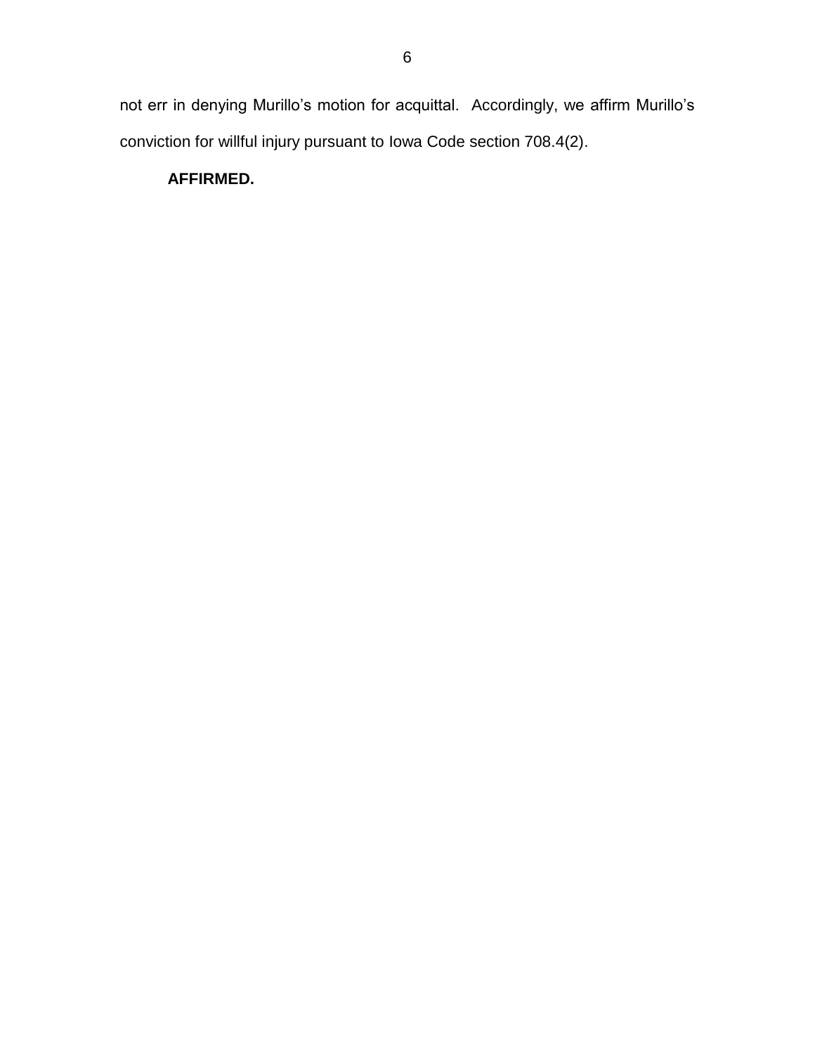not err in denying Murillo's motion for acquittal. Accordingly, we affirm Murillo's conviction for willful injury pursuant to Iowa Code section 708.4(2).

**AFFIRMED.**